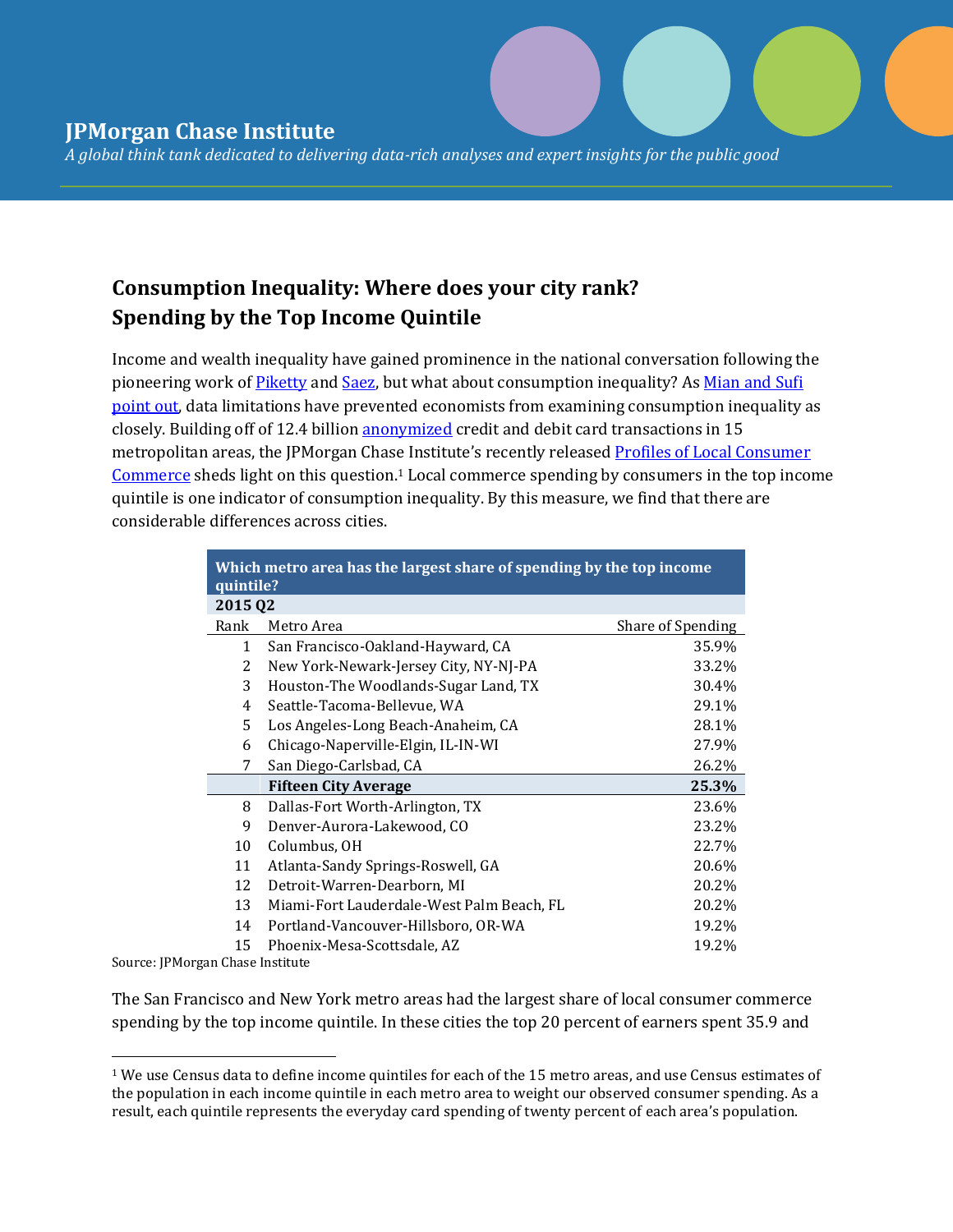# JPMorgan Chase Institute

*A global think tank dedicated to delivering data-rich analyses and expert insights for the public good*

## Consumption Inequality: Where does your city rank?
## Spending by the Top Income Quintile

Income and wealth inequality have gained prominence in the national conversation following the pioneering work of Piketty and Saez, but what about consumption inequality? As Mian and Sufi point out, data limitations have prevented economists from examining consumption inequality as closely. Building off of 12.4 billion anonymized credit and debit card transactions in 15 metropolitan areas, the JPMorgan Chase Institute's recently released Profiles of Local Consumer Commerce sheds light on this question.[1] Local commerce spending by consumers in the top income quintile is one indicator of consumption inequality. By this measure, we find that there are considerable differences across cities.

**Which metro area has the largest share of spending by the top income quintile?**

**2015 Q2**

| Rank | Metro Area | Share of Spending |
|---|---|---|
| 1 | San Francisco-Oakland-Hayward, CA | 35.9% |
| 2 | New York-Newark-Jersey City, NY-NJ-PA | 33.2% |
| 3 | Houston-The Woodlands-Sugar Land, TX | 30.4% |
| 4 | Seattle-Tacoma-Bellevue, WA | 29.1% |
| 5 | Los Angeles-Long Beach-Anaheim, CA | 28.1% |
| 6 | Chicago-Naperville-Elgin, IL-IN-WI | 27.9% |
| 7 | San Diego-Carlsbad, CA | 26.2% |
| | **Fifteen City Average** | **25.3%** |
| 8 | Dallas-Fort Worth-Arlington, TX | 23.6% |
| 9 | Denver-Aurora-Lakewood, CO | 23.2% |
| 10 | Columbus, OH | 22.7% |
| 11 | Atlanta-Sandy Springs-Roswell, GA | 20.6% |
| 12 | Detroit-Warren-Dearborn, MI | 20.2% |
| 13 | Miami-Fort Lauderdale-West Palm Beach, FL | 20.2% |
| 14 | Portland-Vancouver-Hillsboro, OR-WA | 19.2% |
| 15 | Phoenix-Mesa-Scottsdale, AZ | 19.2% |

Source: JPMorgan Chase Institute

The San Francisco and New York metro areas had the largest share of local consumer commerce spending by the top income quintile. In these cities the top 20 percent of earners spent 35.9 and

[1] We use Census data to define income quintiles for each of the 15 metro areas, and use Census estimates of the population in each income quintile in each metro area to weight our observed consumer spending. As a result, each quintile represents the everyday card spending of twenty percent of each area's population.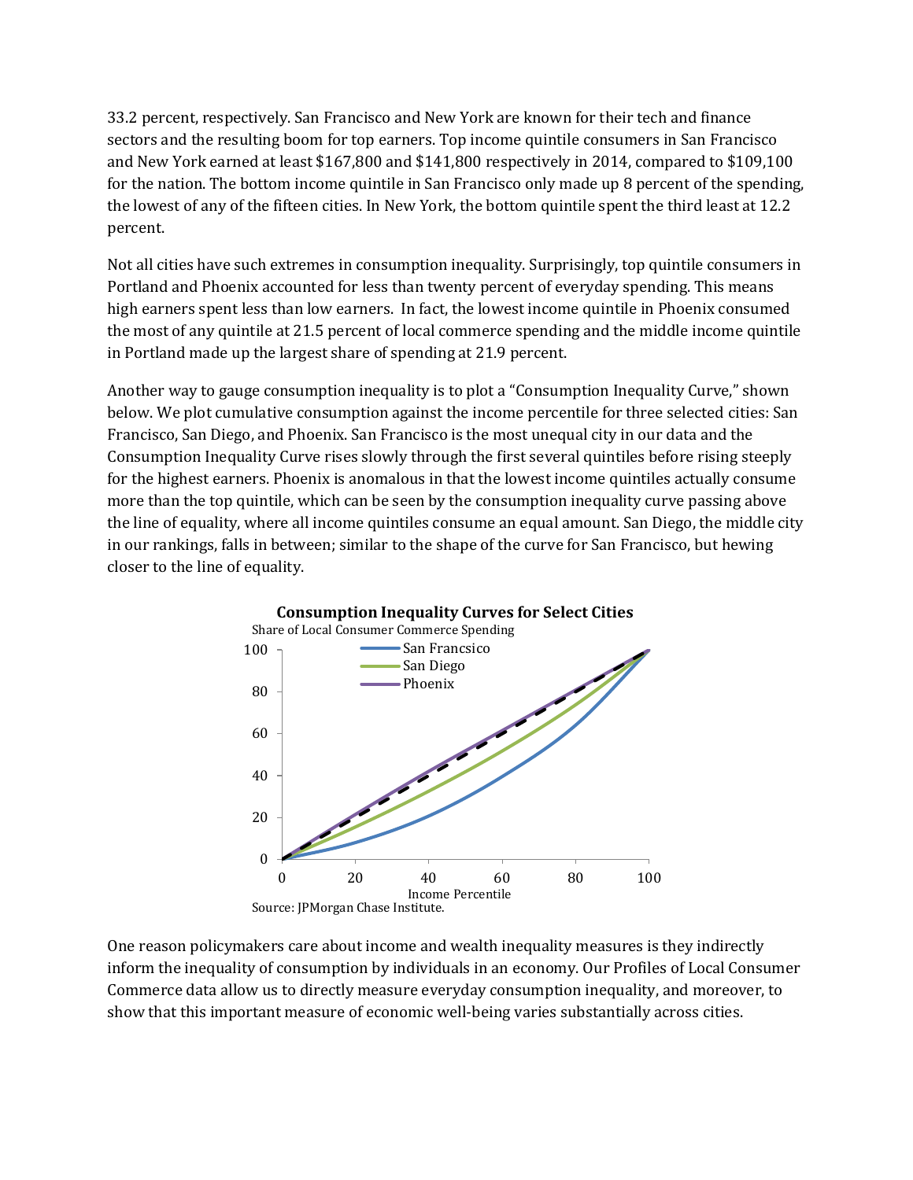33.2 percent, respectively. San Francisco and New York are known for their tech and finance sectors and the resulting boom for top earners. Top income quintile consumers in San Francisco and New York earned at least $167,800 and $141,800 respectively in 2014, compared to $109,100 for the nation. The bottom income quintile in San Francisco only made up 8 percent of the spending, the lowest of any of the fifteen cities. In New York, the bottom quintile spent the third least at 12.2 percent.

Not all cities have such extremes in consumption inequality. Surprisingly, top quintile consumers in Portland and Phoenix accounted for less than twenty percent of everyday spending. This means high earners spent less than low earners. In fact, the lowest income quintile in Phoenix consumed the most of any quintile at 21.5 percent of local commerce spending and the middle income quintile in Portland made up the largest share of spending at 21.9 percent.

Another way to gauge consumption inequality is to plot a "Consumption Inequality Curve," shown below. We plot cumulative consumption against the income percentile for three selected cities: San Francisco, San Diego, and Phoenix. San Francisco is the most unequal city in our data and the Consumption Inequality Curve rises slowly through the first several quintiles before rising steeply for the highest earners. Phoenix is anomalous in that the lowest income quintiles actually consume more than the top quintile, which can be seen by the consumption inequality curve passing above the line of equality, where all income quintiles consume an equal amount. San Diego, the middle city in our rankings, falls in between; similar to the shape of the curve for San Francisco, but hewing closer to the line of equality.

**Consumption Inequality Curves for Select Cities**

Share of Local Consumer Commerce Spending

100
80
60
40
20
0

San Francsico
San Diego
Phoenix

0 20 40 60 80 100

Income Percentile

Source: JPMorgan Chase Institute.

One reason policymakers care about income and wealth inequality measures is they indirectly inform the inequality of consumption by individuals in an economy. Our Profiles of Local Consumer Commerce data allow us to directly measure everyday consumption inequality, and moreover, to show that this important measure of economic well-being varies substantially across cities.